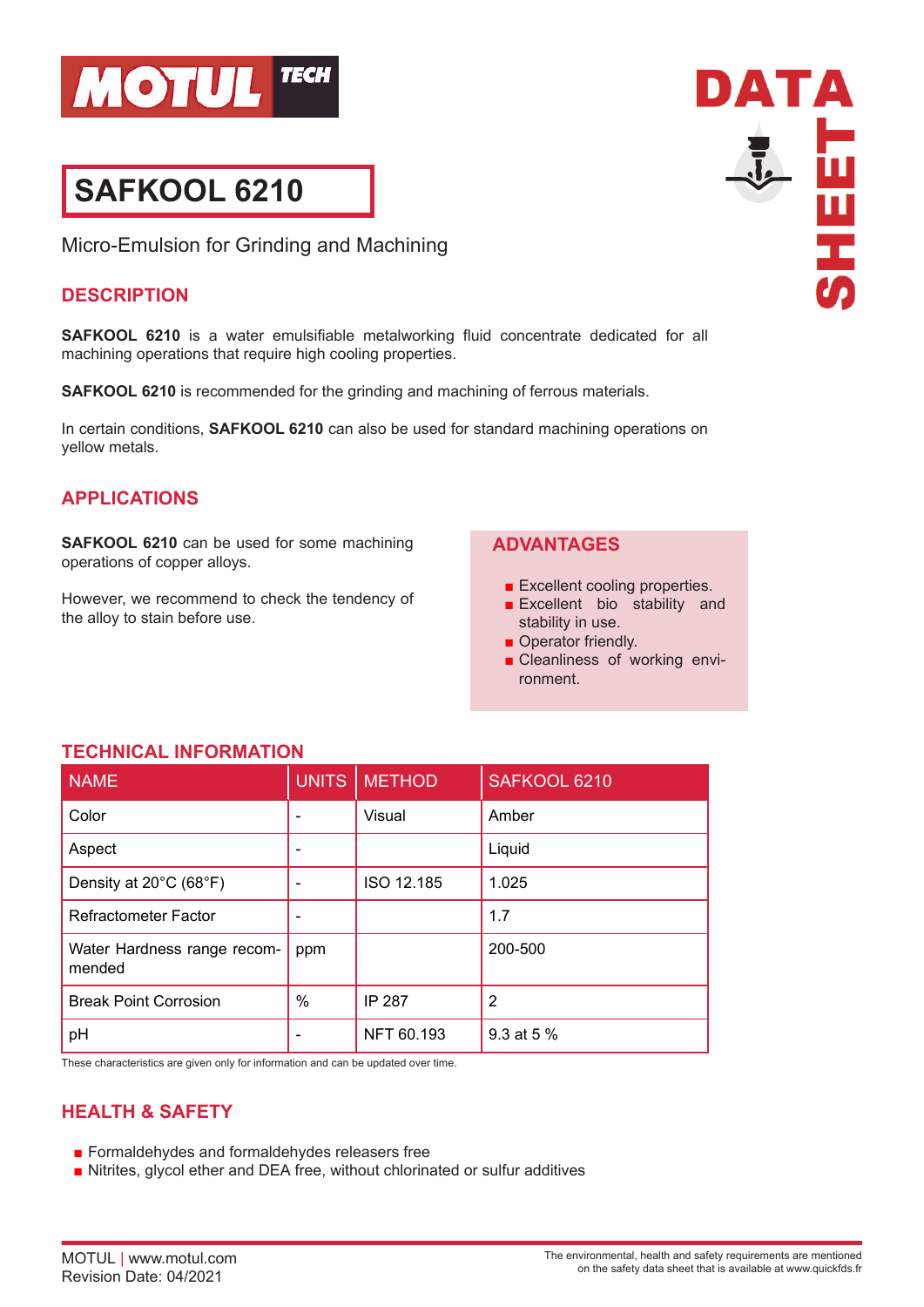MOTUL TECH

# SAFKOOL 6210

DATA SHEET

Micro-Emulsion for Grinding and Machining

## DESCRIPTION

**SAFKOOL 6210** is a water emulsifiable metalworking fluid concentrate dedicated for all machining operations that require high cooling properties.

**SAFKOOL 6210** is recommended for the grinding and machining of ferrous materials.

In certain conditions, **SAFKOOL 6210** can also be used for standard machining operations on yellow metals.

## APPLICATIONS

**SAFKOOL 6210** can be used for some machining operations of copper alloys.

However, we recommend to check the tendency of the alloy to stain before use.

## ADVANTAGES

- Excellent cooling properties.
- Excellent bio stability and stability in use.
- Operator friendly.
- Cleanliness of working environment.

## TECHNICAL INFORMATION

| NAME | UNITS | METHOD | SAFKOOL 6210 |
|---|---|---|---|
| Color | - | Visual | Amber |
| Aspect | - | | Liquid |
| Density at 20°C (68°F) | - | ISO 12.185 | 1.025 |
| Refractometer Factor | - | | 1.7 |
| Water Hardness range recommended | ppm | | 200-500 |
| Break Point Corrosion | % | IP 287 | 2 |
| pH | - | NFT 60.193 | 9.3 at 5 % |

These characteristics are given only for information and can be updated over time.

## HEALTH & SAFETY

- Formaldehydes and formaldehydes releasers free
- Nitrites, glycol ether and DEA free, without chlorinated or sulfur additives

MOTUL | www.motul.com
Revision Date: 04/2021

The environmental, health and safety requirements are mentioned on the safety data sheet that is available at www.quickfds.fr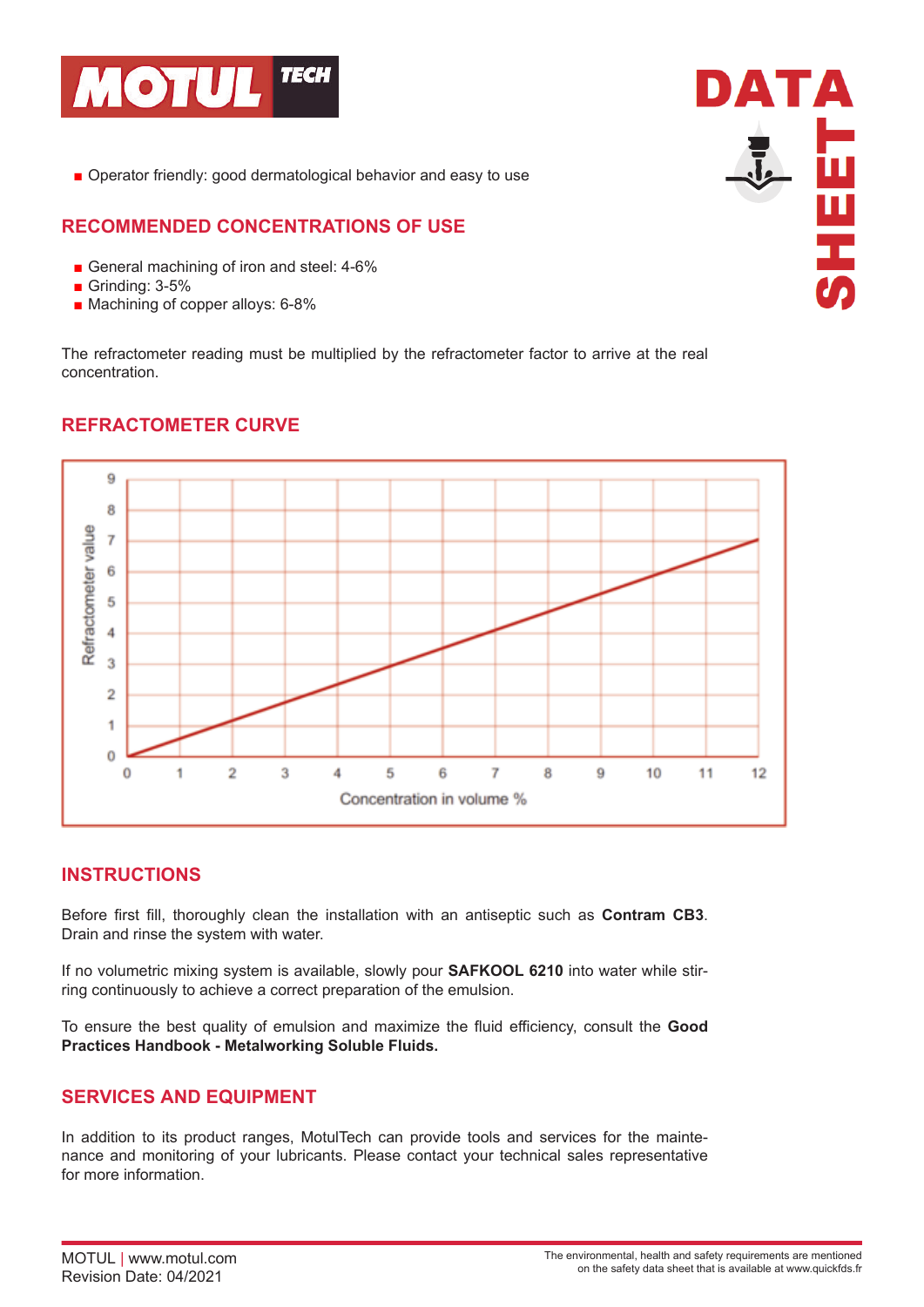- Operator friendly: good dermatological behavior and easy to use

## RECOMMENDED CONCENTRATIONS OF USE

- General machining of iron and steel: 4-6%
- Grinding: 3-5%
- Machining of copper alloys: 6-8%

The refractometer reading must be multiplied by the refractometer factor to arrive at the real concentration.

## REFRACTOMETER CURVE

Refractometer value

0
1
2
3
4
5
6
7
8
9

0 1 2 3 4 5 6 7 8 9 10 11 12

Concentration in volume %

## INSTRUCTIONS

Before first fill, thoroughly clean the installation with an antiseptic such as **Contram CB3**. Drain and rinse the system with water.

If no volumetric mixing system is available, slowly pour **SAFKOOL 6210** into water while stirring continuously to achieve a correct preparation of the emulsion.

To ensure the best quality of emulsion and maximize the fluid efficiency, consult the **Good Practices Handbook - Metalworking Soluble Fluids.**

## SERVICES AND EQUIPMENT

In addition to its product ranges, MotulTech can provide tools and services for the maintenance and monitoring of your lubricants. Please contact your technical sales representative for more information.

MOTUL | www.motul.com
Revision Date: 04/2021

The environmental, health and safety requirements are mentioned on the safety data sheet that is available at www.quickfds.fr